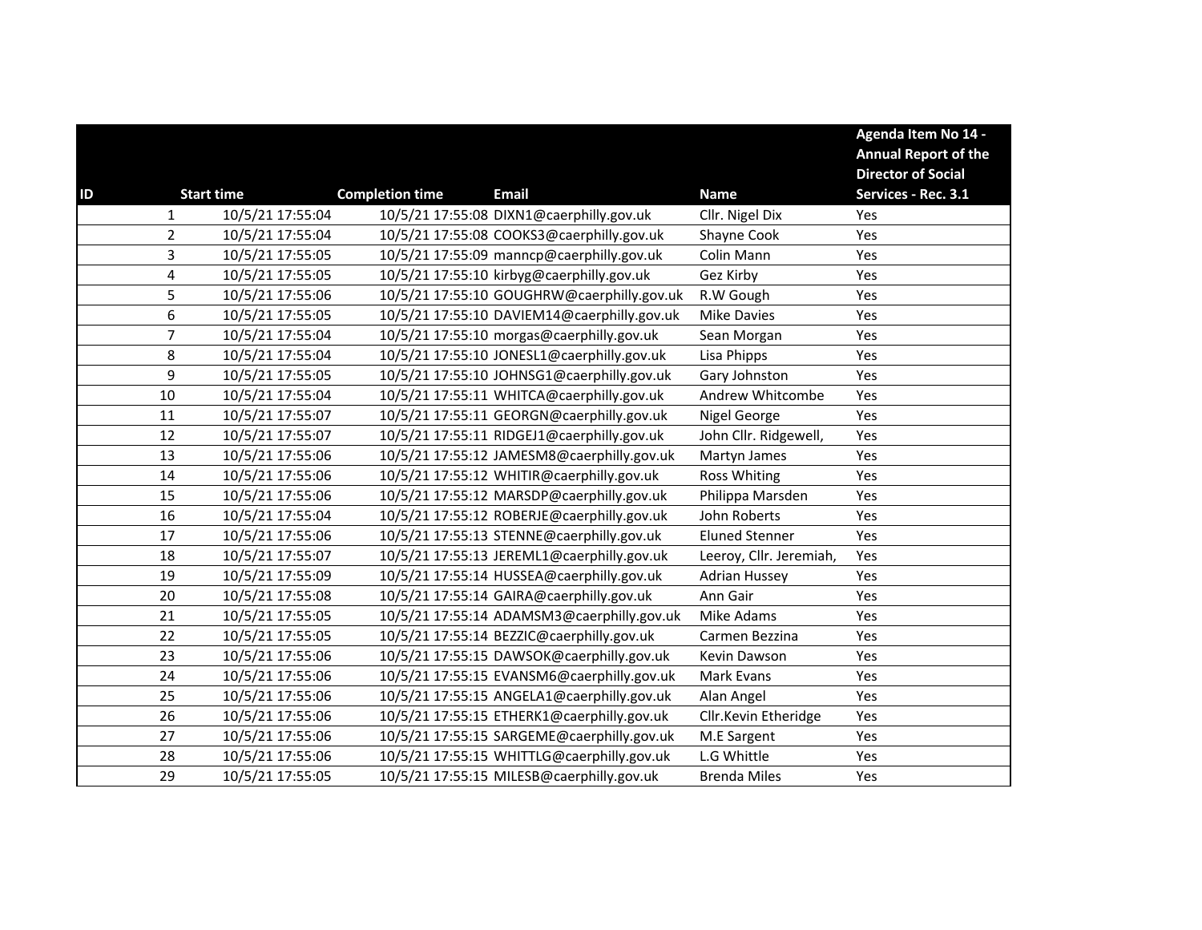| ID | Start time | Completion time | Email | Name | Agenda Item No 14 - Annual Report of the Director of Social Services - Rec. 3.1 |
|---|---|---|---|---|---|
| 1 | 10/5/21 17:55:04 | 10/5/21 17:55:08 | DIXN1@caerphilly.gov.uk | Cllr. Nigel Dix | Yes |
| 2 | 10/5/21 17:55:04 | 10/5/21 17:55:08 | COOKS3@caerphilly.gov.uk | Shayne Cook | Yes |
| 3 | 10/5/21 17:55:05 | 10/5/21 17:55:09 | manncp@caerphilly.gov.uk | Colin Mann | Yes |
| 4 | 10/5/21 17:55:05 | 10/5/21 17:55:10 | kirbyg@caerphilly.gov.uk | Gez Kirby | Yes |
| 5 | 10/5/21 17:55:06 | 10/5/21 17:55:10 | GOUGHRW@caerphilly.gov.uk | R.W Gough | Yes |
| 6 | 10/5/21 17:55:05 | 10/5/21 17:55:10 | DAVIEM14@caerphilly.gov.uk | Mike Davies | Yes |
| 7 | 10/5/21 17:55:04 | 10/5/21 17:55:10 | morgas@caerphilly.gov.uk | Sean Morgan | Yes |
| 8 | 10/5/21 17:55:04 | 10/5/21 17:55:10 | JONESL1@caerphilly.gov.uk | Lisa Phipps | Yes |
| 9 | 10/5/21 17:55:05 | 10/5/21 17:55:10 | JOHNSG1@caerphilly.gov.uk | Gary Johnston | Yes |
| 10 | 10/5/21 17:55:04 | 10/5/21 17:55:11 | WHITCA@caerphilly.gov.uk | Andrew Whitcombe | Yes |
| 11 | 10/5/21 17:55:07 | 10/5/21 17:55:11 | GEORGN@caerphilly.gov.uk | Nigel George | Yes |
| 12 | 10/5/21 17:55:07 | 10/5/21 17:55:11 | RIDGEJ1@caerphilly.gov.uk | John Cllr. Ridgewell, | Yes |
| 13 | 10/5/21 17:55:06 | 10/5/21 17:55:12 | JAMESM8@caerphilly.gov.uk | Martyn James | Yes |
| 14 | 10/5/21 17:55:06 | 10/5/21 17:55:12 | WHITIR@caerphilly.gov.uk | Ross Whiting | Yes |
| 15 | 10/5/21 17:55:06 | 10/5/21 17:55:12 | MARSDP@caerphilly.gov.uk | Philippa Marsden | Yes |
| 16 | 10/5/21 17:55:04 | 10/5/21 17:55:12 | ROBERJE@caerphilly.gov.uk | John Roberts | Yes |
| 17 | 10/5/21 17:55:06 | 10/5/21 17:55:13 | STENNE@caerphilly.gov.uk | Eluned Stenner | Yes |
| 18 | 10/5/21 17:55:07 | 10/5/21 17:55:13 | JEREML1@caerphilly.gov.uk | Leeroy, Cllr. Jeremiah, | Yes |
| 19 | 10/5/21 17:55:09 | 10/5/21 17:55:14 | HUSSEA@caerphilly.gov.uk | Adrian Hussey | Yes |
| 20 | 10/5/21 17:55:08 | 10/5/21 17:55:14 | GAIRA@caerphilly.gov.uk | Ann Gair | Yes |
| 21 | 10/5/21 17:55:05 | 10/5/21 17:55:14 | ADAMSM3@caerphilly.gov.uk | Mike Adams | Yes |
| 22 | 10/5/21 17:55:05 | 10/5/21 17:55:14 | BEZZIC@caerphilly.gov.uk | Carmen Bezzina | Yes |
| 23 | 10/5/21 17:55:06 | 10/5/21 17:55:15 | DAWSOK@caerphilly.gov.uk | Kevin Dawson | Yes |
| 24 | 10/5/21 17:55:06 | 10/5/21 17:55:15 | EVANSM6@caerphilly.gov.uk | Mark Evans | Yes |
| 25 | 10/5/21 17:55:06 | 10/5/21 17:55:15 | ANGELA1@caerphilly.gov.uk | Alan Angel | Yes |
| 26 | 10/5/21 17:55:06 | 10/5/21 17:55:15 | ETHERK1@caerphilly.gov.uk | Cllr.Kevin Etheridge | Yes |
| 27 | 10/5/21 17:55:06 | 10/5/21 17:55:15 | SARGEME@caerphilly.gov.uk | M.E Sargent | Yes |
| 28 | 10/5/21 17:55:06 | 10/5/21 17:55:15 | WHITTLG@caerphilly.gov.uk | L.G Whittle | Yes |
| 29 | 10/5/21 17:55:05 | 10/5/21 17:55:15 | MILESB@caerphilly.gov.uk | Brenda Miles | Yes |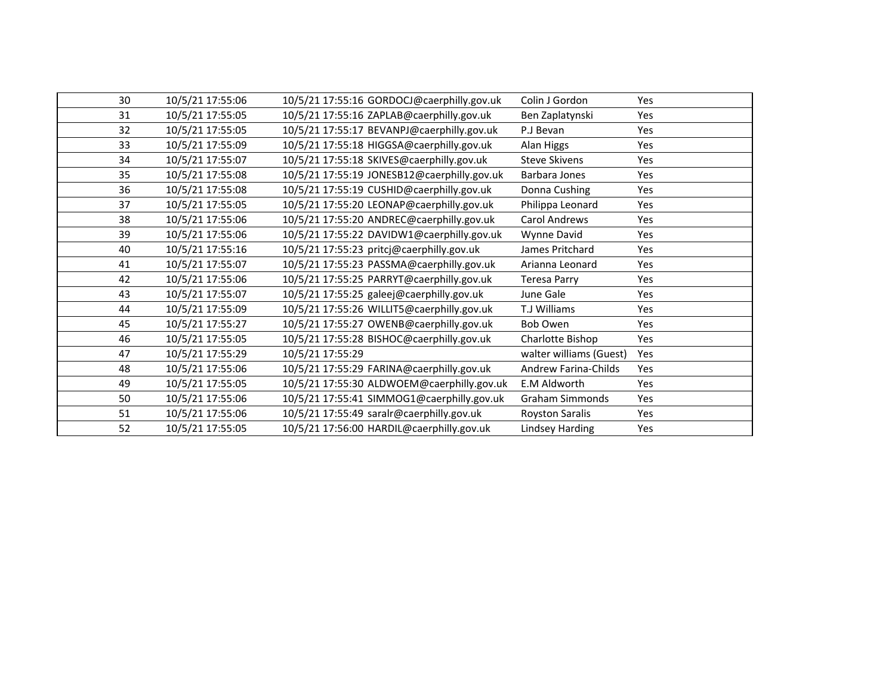| | | | | | |
|---|---|---|---|---|---|
| 30 | 10/5/21 17:55:06 | 10/5/21 17:55:16 | GORDOCJ@caerphilly.gov.uk | Colin J Gordon | Yes |
| 31 | 10/5/21 17:55:05 | 10/5/21 17:55:16 | ZAPLAB@caerphilly.gov.uk | Ben Zaplatynski | Yes |
| 32 | 10/5/21 17:55:05 | 10/5/21 17:55:17 | BEVANPJ@caerphilly.gov.uk | P.J Bevan | Yes |
| 33 | 10/5/21 17:55:09 | 10/5/21 17:55:18 | HIGGSA@caerphilly.gov.uk | Alan Higgs | Yes |
| 34 | 10/5/21 17:55:07 | 10/5/21 17:55:18 | SKIVES@caerphilly.gov.uk | Steve Skivens | Yes |
| 35 | 10/5/21 17:55:08 | 10/5/21 17:55:19 | JONESB12@caerphilly.gov.uk | Barbara Jones | Yes |
| 36 | 10/5/21 17:55:08 | 10/5/21 17:55:19 | CUSHID@caerphilly.gov.uk | Donna Cushing | Yes |
| 37 | 10/5/21 17:55:05 | 10/5/21 17:55:20 | LEONAP@caerphilly.gov.uk | Philippa Leonard | Yes |
| 38 | 10/5/21 17:55:06 | 10/5/21 17:55:20 | ANDREC@caerphilly.gov.uk | Carol Andrews | Yes |
| 39 | 10/5/21 17:55:06 | 10/5/21 17:55:22 | DAVIDW1@caerphilly.gov.uk | Wynne David | Yes |
| 40 | 10/5/21 17:55:16 | 10/5/21 17:55:23 | pritcj@caerphilly.gov.uk | James Pritchard | Yes |
| 41 | 10/5/21 17:55:07 | 10/5/21 17:55:23 | PASSMA@caerphilly.gov.uk | Arianna Leonard | Yes |
| 42 | 10/5/21 17:55:06 | 10/5/21 17:55:25 | PARRYT@caerphilly.gov.uk | Teresa Parry | Yes |
| 43 | 10/5/21 17:55:07 | 10/5/21 17:55:25 | galeej@caerphilly.gov.uk | June Gale | Yes |
| 44 | 10/5/21 17:55:09 | 10/5/21 17:55:26 | WILLIT5@caerphilly.gov.uk | T.J Williams | Yes |
| 45 | 10/5/21 17:55:27 | 10/5/21 17:55:27 | OWENB@caerphilly.gov.uk | Bob Owen | Yes |
| 46 | 10/5/21 17:55:05 | 10/5/21 17:55:28 | BISHOC@caerphilly.gov.uk | Charlotte Bishop | Yes |
| 47 | 10/5/21 17:55:29 | 10/5/21 17:55:29 | | walter williams (Guest) | Yes |
| 48 | 10/5/21 17:55:06 | 10/5/21 17:55:29 | FARINA@caerphilly.gov.uk | Andrew Farina-Childs | Yes |
| 49 | 10/5/21 17:55:05 | 10/5/21 17:55:30 | ALDWOEM@caerphilly.gov.uk | E.M Aldworth | Yes |
| 50 | 10/5/21 17:55:06 | 10/5/21 17:55:41 | SIMMOG1@caerphilly.gov.uk | Graham Simmonds | Yes |
| 51 | 10/5/21 17:55:06 | 10/5/21 17:55:49 | saralr@caerphilly.gov.uk | Royston Saralis | Yes |
| 52 | 10/5/21 17:55:05 | 10/5/21 17:56:00 | HARDIL@caerphilly.gov.uk | Lindsey Harding | Yes |